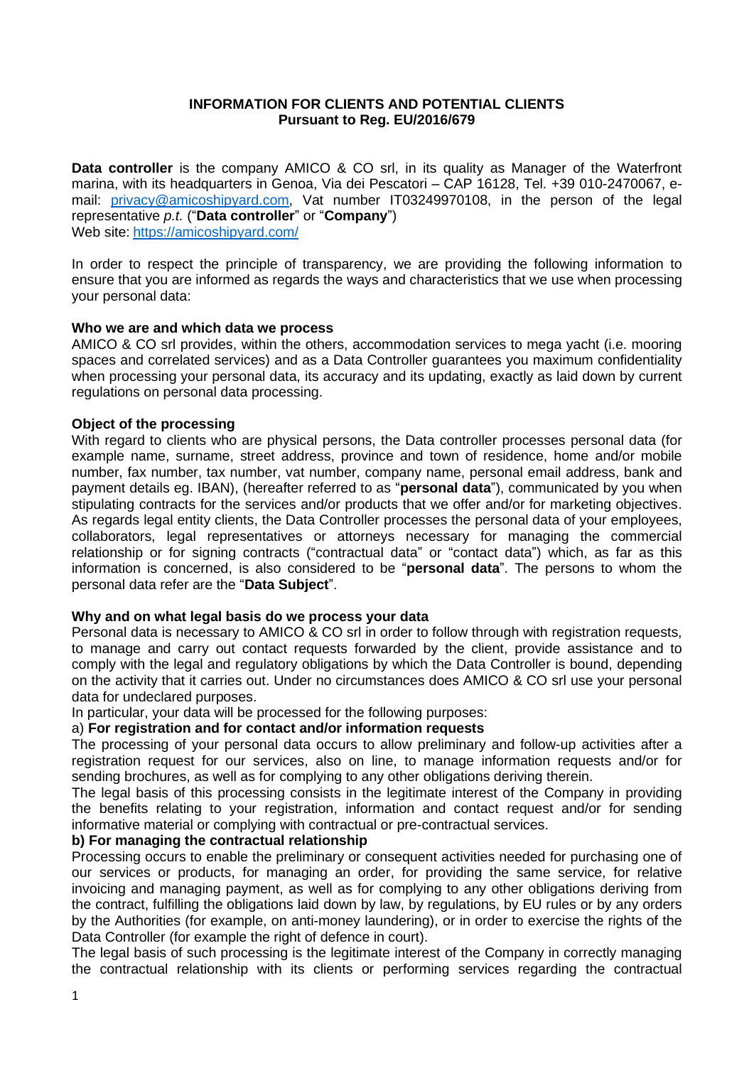**INFORMATION FOR CLIENTS AND POTENTIAL CLIENTS**
**Pursuant to Reg. EU/2016/679**

**Data controller** is the company AMICO & CO srl, in its quality as Manager of the Waterfront marina, with its headquarters in Genoa, Via dei Pescatori – CAP 16128, Tel. +39 010-2470067, e-mail: privacy@amicoshipyard.com, Vat number IT03249970108, in the person of the legal representative *p.t.* ("**Data controller**" or "**Company**")
Web site: https://amicoshipyard.com/

In order to respect the principle of transparency, we are providing the following information to ensure that you are informed as regards the ways and characteristics that we use when processing your personal data:

**Who we are and which data we process**
AMICO & CO srl provides, within the others, accommodation services to mega yacht (i.e. mooring spaces and correlated services) and as a Data Controller guarantees you maximum confidentiality when processing your personal data, its accuracy and its updating, exactly as laid down by current regulations on personal data processing.

**Object of the processing**
With regard to clients who are physical persons, the Data controller processes personal data (for example name, surname, street address, province and town of residence, home and/or mobile number, fax number, tax number, vat number, company name, personal email address, bank and payment details eg. IBAN), (hereafter referred to as "**personal data**"), communicated by you when stipulating contracts for the services and/or products that we offer and/or for marketing objectives. As regards legal entity clients, the Data Controller processes the personal data of your employees, collaborators, legal representatives or attorneys necessary for managing the commercial relationship or for signing contracts ("contractual data" or "contact data") which, as far as this information is concerned, is also considered to be "**personal data**". The persons to whom the personal data refer are the "**Data Subject**".

**Why and on what legal basis do we process your data**
Personal data is necessary to AMICO & CO srl in order to follow through with registration requests, to manage and carry out contact requests forwarded by the client, provide assistance and to comply with the legal and regulatory obligations by which the Data Controller is bound, depending on the activity that it carries out. Under no circumstances does AMICO & CO srl use your personal data for undeclared purposes.
In particular, your data will be processed for the following purposes:
a) **For registration and for contact and/or information requests**
The processing of your personal data occurs to allow preliminary and follow-up activities after a registration request for our services, also on line, to manage information requests and/or for sending brochures, as well as for complying to any other obligations deriving therein.
The legal basis of this processing consists in the legitimate interest of the Company in providing the benefits relating to your registration, information and contact request and/or for sending informative material or complying with contractual or pre-contractual services.
**b) For managing the contractual relationship**
Processing occurs to enable the preliminary or consequent activities needed for purchasing one of our services or products, for managing an order, for providing the same service, for relative invoicing and managing payment, as well as for complying to any other obligations deriving from the contract, fulfilling the obligations laid down by law, by regulations, by EU rules or by any orders by the Authorities (for example, on anti-money laundering), or in order to exercise the rights of the Data Controller (for example the right of defence in court).
The legal basis of such processing is the legitimate interest of the Company in correctly managing the contractual relationship with its clients or performing services regarding the contractual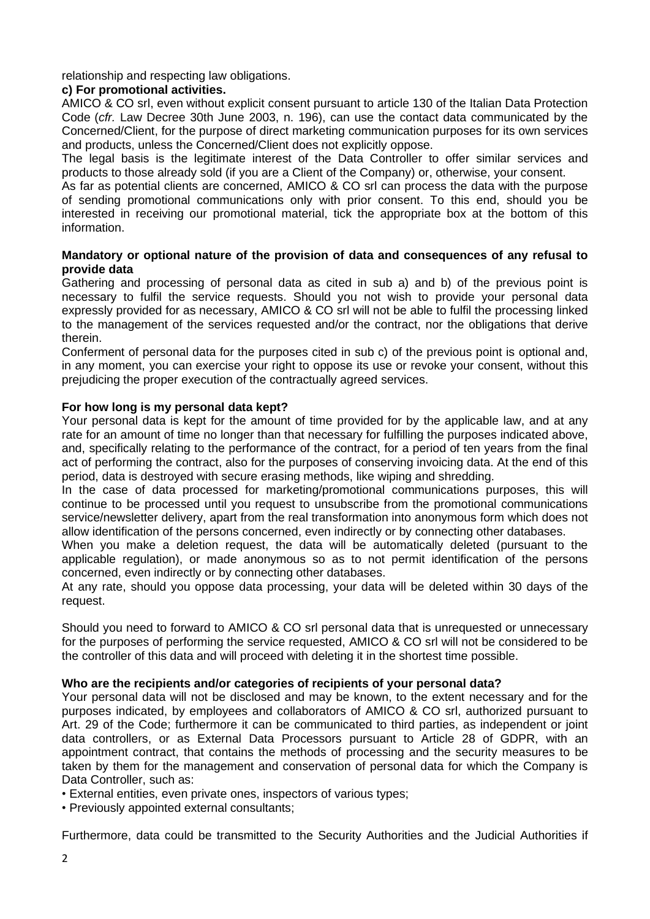relationship and respecting law obligations.

**c) For promotional activities.**

AMICO & CO srl, even without explicit consent pursuant to article 130 of the Italian Data Protection Code (*cfr.* Law Decree 30th June 2003, n. 196), can use the contact data communicated by the Concerned/Client, for the purpose of direct marketing communication purposes for its own services and products, unless the Concerned/Client does not explicitly oppose.

The legal basis is the legitimate interest of the Data Controller to offer similar services and products to those already sold (if you are a Client of the Company) or, otherwise, your consent.

As far as potential clients are concerned, AMICO & CO srl can process the data with the purpose of sending promotional communications only with prior consent. To this end, should you be interested in receiving our promotional material, tick the appropriate box at the bottom of this information.

**Mandatory or optional nature of the provision of data and consequences of any refusal to provide data**

Gathering and processing of personal data as cited in sub a) and b) of the previous point is necessary to fulfil the service requests. Should you not wish to provide your personal data expressly provided for as necessary, AMICO & CO srl will not be able to fulfil the processing linked to the management of the services requested and/or the contract, nor the obligations that derive therein.

Conferment of personal data for the purposes cited in sub c) of the previous point is optional and, in any moment, you can exercise your right to oppose its use or revoke your consent, without this prejudicing the proper execution of the contractually agreed services.

**For how long is my personal data kept?**

Your personal data is kept for the amount of time provided for by the applicable law, and at any rate for an amount of time no longer than that necessary for fulfilling the purposes indicated above, and, specifically relating to the performance of the contract, for a period of ten years from the final act of performing the contract, also for the purposes of conserving invoicing data. At the end of this period, data is destroyed with secure erasing methods, like wiping and shredding.

In the case of data processed for marketing/promotional communications purposes, this will continue to be processed until you request to unsubscribe from the promotional communications service/newsletter delivery, apart from the real transformation into anonymous form which does not allow identification of the persons concerned, even indirectly or by connecting other databases.

When you make a deletion request, the data will be automatically deleted (pursuant to the applicable regulation), or made anonymous so as to not permit identification of the persons concerned, even indirectly or by connecting other databases.

At any rate, should you oppose data processing, your data will be deleted within 30 days of the request.

Should you need to forward to AMICO & CO srl personal data that is unrequested or unnecessary for the purposes of performing the service requested, AMICO & CO srl will not be considered to be the controller of this data and will proceed with deleting it in the shortest time possible.

**Who are the recipients and/or categories of recipients of your personal data?**

Your personal data will not be disclosed and may be known, to the extent necessary and for the purposes indicated, by employees and collaborators of AMICO & CO srl, authorized pursuant to Art. 29 of the Code; furthermore it can be communicated to third parties, as independent or joint data controllers, or as External Data Processors pursuant to Article 28 of GDPR, with an appointment contract, that contains the methods of processing and the security measures to be taken by them for the management and conservation of personal data for which the Company is Data Controller, such as:

- External entities, even private ones, inspectors of various types;
- Previously appointed external consultants;

Furthermore, data could be transmitted to the Security Authorities and the Judicial Authorities if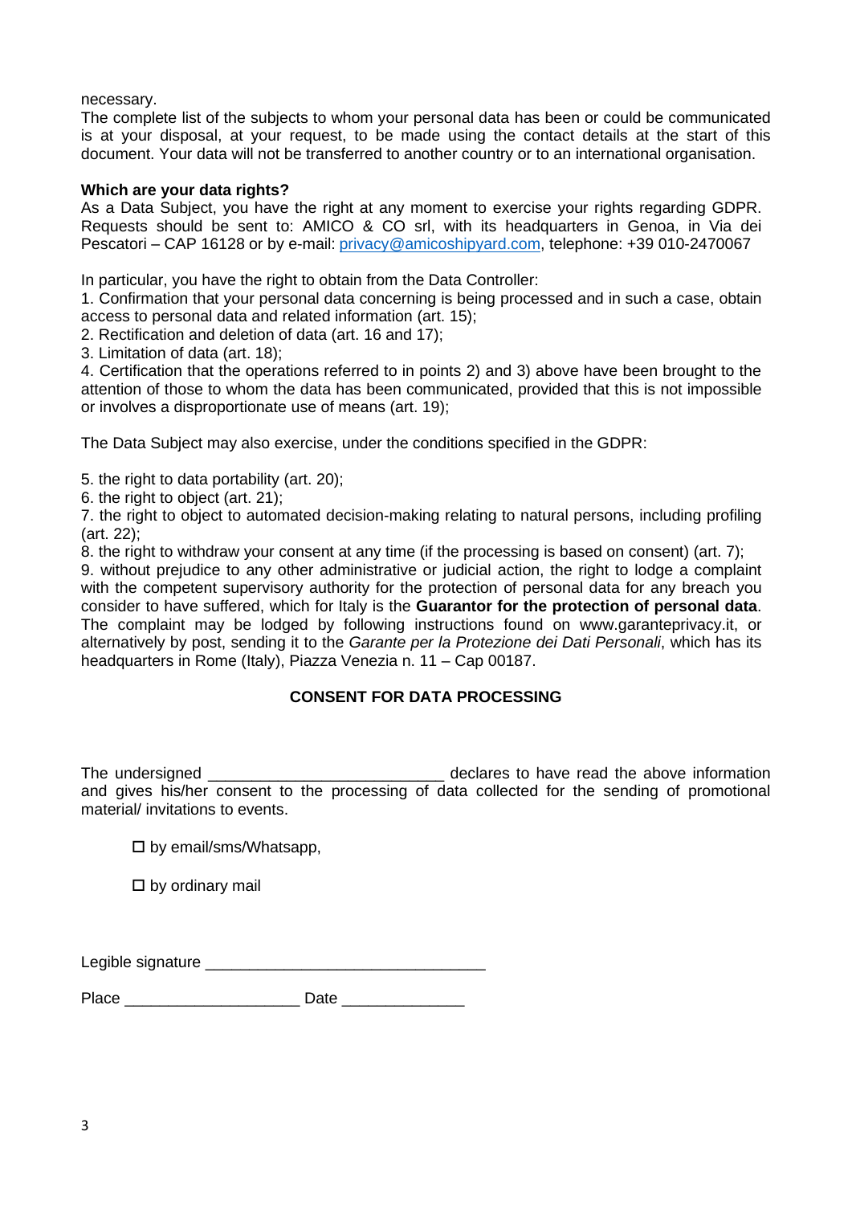necessary.

The complete list of the subjects to whom your personal data has been or could be communicated is at your disposal, at your request, to be made using the contact details at the start of this document. Your data will not be transferred to another country or to an international organisation.

**Which are your data rights?**

As a Data Subject, you have the right at any moment to exercise your rights regarding GDPR. Requests should be sent to: AMICO & CO srl, with its headquarters in Genoa, in Via dei Pescatori – CAP 16128 or by e-mail: privacy@amicoshipyard.com, telephone: +39 010-2470067

In particular, you have the right to obtain from the Data Controller:

1. Confirmation that your personal data concerning is being processed and in such a case, obtain access to personal data and related information (art. 15);
2. Rectification and deletion of data (art. 16 and 17);
3. Limitation of data (art. 18);
4. Certification that the operations referred to in points 2) and 3) above have been brought to the attention of those to whom the data has been communicated, provided that this is not impossible or involves a disproportionate use of means (art. 19);

The Data Subject may also exercise, under the conditions specified in the GDPR:

5. the right to data portability (art. 20);
6. the right to object (art. 21);
7. the right to object to automated decision-making relating to natural persons, including profiling (art. 22);
8. the right to withdraw your consent at any time (if the processing is based on consent) (art. 7);
9. without prejudice to any other administrative or judicial action, the right to lodge a complaint with the competent supervisory authority for the protection of personal data for any breach you consider to have suffered, which for Italy is the **Guarantor for the protection of personal data**. The complaint may be lodged by following instructions found on www.garanteprivacy.it, or alternatively by post, sending it to the *Garante per la Protezione dei Dati Personali*, which has its headquarters in Rome (Italy), Piazza Venezia n. 11 – Cap 00187.

**CONSENT FOR DATA PROCESSING**

The undersigned __________________________ declares to have read the above information and gives his/her consent to the processing of data collected for the sending of promotional material/ invitations to events.

☐ by email/sms/Whatsapp,

☐ by ordinary mail

Legible signature _______________________________

Place ___________________ Date _____________